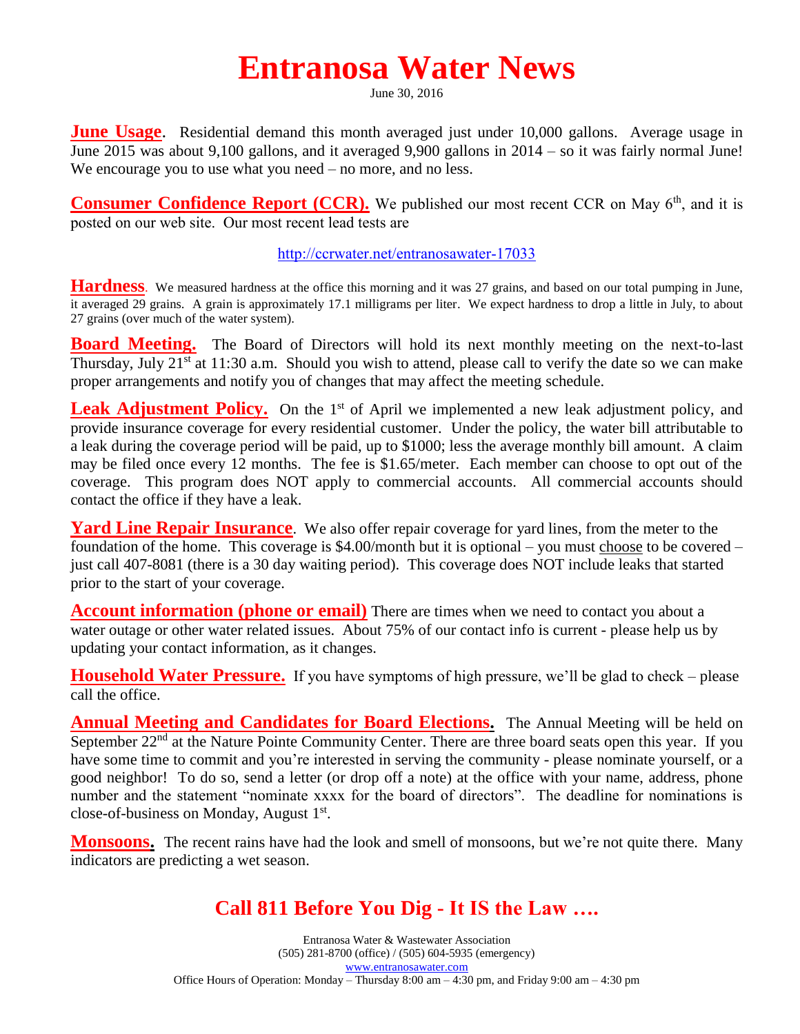# Entranosa Water News

June 30, 2016

**June Usage**. Residential demand this month averaged just under 10,000 gallons. Average usage in June 2015 was about 9,100 gallons, and it averaged 9,900 gallons in 2014 – so it was fairly normal June! We encourage you to use what you need – no more, and no less.

**Consumer Confidence Report (CCR).** We published our most recent CCR on May 6th, and it is posted on our web site. Our most recent lead tests are

http://ccrwater.net/entranosawater-17033

**Hardness**. We measured hardness at the office this morning and it was 27 grains, and based on our total pumping in June, it averaged 29 grains. A grain is approximately 17.1 milligrams per liter. We expect hardness to drop a little in July, to about 27 grains (over much of the water system).

**Board Meeting.** The Board of Directors will hold its next monthly meeting on the next-to-last Thursday, July 21st at 11:30 a.m. Should you wish to attend, please call to verify the date so we can make proper arrangements and notify you of changes that may affect the meeting schedule.

**Leak Adjustment Policy.** On the 1st of April we implemented a new leak adjustment policy, and provide insurance coverage for every residential customer. Under the policy, the water bill attributable to a leak during the coverage period will be paid, up to $1000; less the average monthly bill amount. A claim may be filed once every 12 months. The fee is $1.65/meter. Each member can choose to opt out of the coverage. This program does NOT apply to commercial accounts. All commercial accounts should contact the office if they have a leak.

**Yard Line Repair Insurance**. We also offer repair coverage for yard lines, from the meter to the foundation of the home. This coverage is $4.00/month but it is optional – you must choose to be covered – just call 407-8081 (there is a 30 day waiting period). This coverage does NOT include leaks that started prior to the start of your coverage.

**Account information (phone or email)** There are times when we need to contact you about a water outage or other water related issues. About 75% of our contact info is current - please help us by updating your contact information, as it changes.

**Household Water Pressure.** If you have symptoms of high pressure, we'll be glad to check – please call the office.

**Annual Meeting and Candidates for Board Elections.** The Annual Meeting will be held on September 22nd at the Nature Pointe Community Center. There are three board seats open this year. If you have some time to commit and you're interested in serving the community - please nominate yourself, or a good neighbor! To do so, send a letter (or drop off a note) at the office with your name, address, phone number and the statement "nominate xxxx for the board of directors". The deadline for nominations is close-of-business on Monday, August 1st.

**Monsoons.** The recent rains have had the look and smell of monsoons, but we're not quite there. Many indicators are predicting a wet season.

## Call 811 Before You Dig - It IS the Law ….

Entranosa Water & Wastewater Association
(505) 281-8700 (office) / (505) 604-5935 (emergency)
www.entranosawater.com
Office Hours of Operation: Monday – Thursday 8:00 am – 4:30 pm, and Friday 9:00 am – 4:30 pm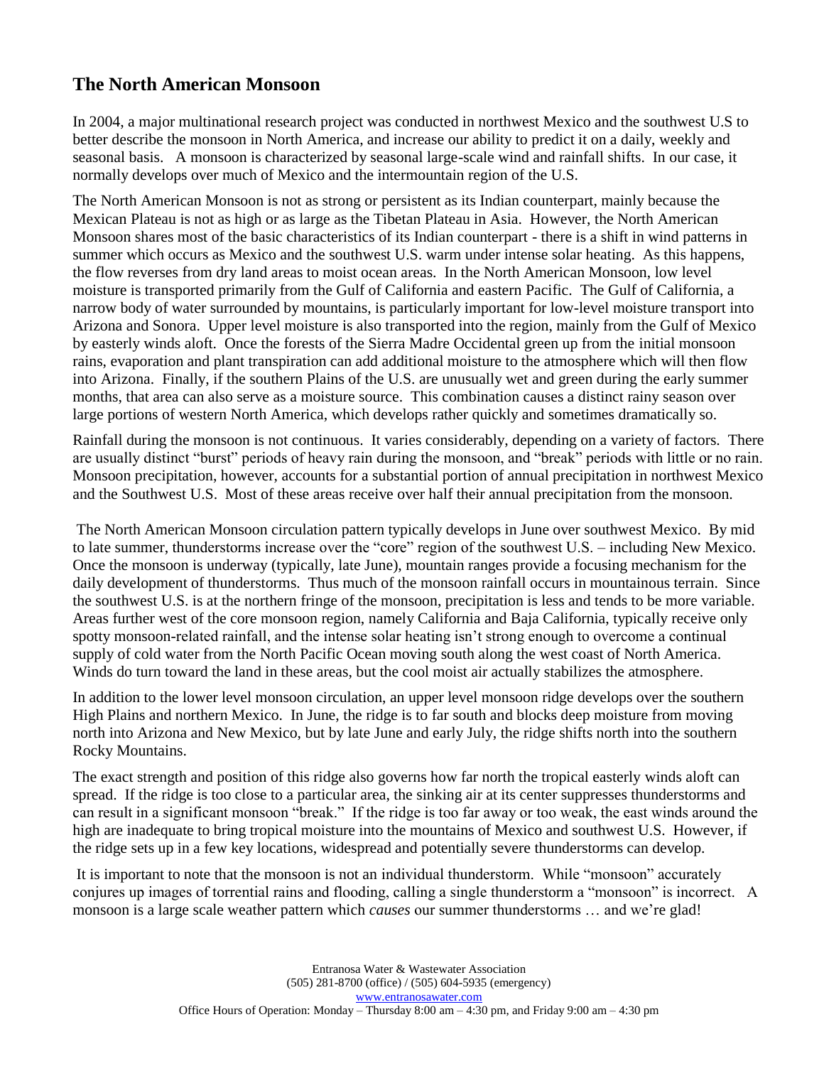## The North American Monsoon

In 2004, a major multinational research project was conducted in northwest Mexico and the southwest U.S to better describe the monsoon in North America, and increase our ability to predict it on a daily, weekly and seasonal basis. A monsoon is characterized by seasonal large-scale wind and rainfall shifts. In our case, it normally develops over much of Mexico and the intermountain region of the U.S.

The North American Monsoon is not as strong or persistent as its Indian counterpart, mainly because the Mexican Plateau is not as high or as large as the Tibetan Plateau in Asia. However, the North American Monsoon shares most of the basic characteristics of its Indian counterpart - there is a shift in wind patterns in summer which occurs as Mexico and the southwest U.S. warm under intense solar heating. As this happens, the flow reverses from dry land areas to moist ocean areas. In the North American Monsoon, low level moisture is transported primarily from the Gulf of California and eastern Pacific. The Gulf of California, a narrow body of water surrounded by mountains, is particularly important for low-level moisture transport into Arizona and Sonora. Upper level moisture is also transported into the region, mainly from the Gulf of Mexico by easterly winds aloft. Once the forests of the Sierra Madre Occidental green up from the initial monsoon rains, evaporation and plant transpiration can add additional moisture to the atmosphere which will then flow into Arizona. Finally, if the southern Plains of the U.S. are unusually wet and green during the early summer months, that area can also serve as a moisture source. This combination causes a distinct rainy season over large portions of western North America, which develops rather quickly and sometimes dramatically so.

Rainfall during the monsoon is not continuous. It varies considerably, depending on a variety of factors. There are usually distinct "burst" periods of heavy rain during the monsoon, and "break" periods with little or no rain. Monsoon precipitation, however, accounts for a substantial portion of annual precipitation in northwest Mexico and the Southwest U.S. Most of these areas receive over half their annual precipitation from the monsoon.

The North American Monsoon circulation pattern typically develops in June over southwest Mexico. By mid to late summer, thunderstorms increase over the "core" region of the southwest U.S. – including New Mexico. Once the monsoon is underway (typically, late June), mountain ranges provide a focusing mechanism for the daily development of thunderstorms. Thus much of the monsoon rainfall occurs in mountainous terrain. Since the southwest U.S. is at the northern fringe of the monsoon, precipitation is less and tends to be more variable. Areas further west of the core monsoon region, namely California and Baja California, typically receive only spotty monsoon-related rainfall, and the intense solar heating isn't strong enough to overcome a continual supply of cold water from the North Pacific Ocean moving south along the west coast of North America. Winds do turn toward the land in these areas, but the cool moist air actually stabilizes the atmosphere.

In addition to the lower level monsoon circulation, an upper level monsoon ridge develops over the southern High Plains and northern Mexico. In June, the ridge is to far south and blocks deep moisture from moving north into Arizona and New Mexico, but by late June and early July, the ridge shifts north into the southern Rocky Mountains.

The exact strength and position of this ridge also governs how far north the tropical easterly winds aloft can spread. If the ridge is too close to a particular area, the sinking air at its center suppresses thunderstorms and can result in a significant monsoon "break." If the ridge is too far away or too weak, the east winds around the high are inadequate to bring tropical moisture into the mountains of Mexico and southwest U.S. However, if the ridge sets up in a few key locations, widespread and potentially severe thunderstorms can develop.

It is important to note that the monsoon is not an individual thunderstorm. While "monsoon" accurately conjures up images of torrential rains and flooding, calling a single thunderstorm a "monsoon" is incorrect. A monsoon is a large scale weather pattern which *causes* our summer thunderstorms … and we're glad!

Entranosa Water & Wastewater Association
(505) 281-8700 (office) / (505) 604-5935 (emergency)
www.entranosawater.com
Office Hours of Operation: Monday – Thursday 8:00 am – 4:30 pm, and Friday 9:00 am – 4:30 pm